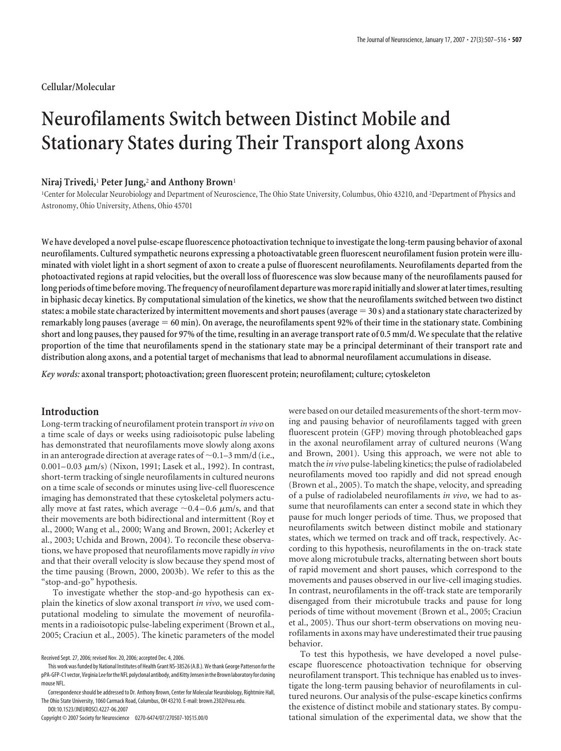Cellular/Molecular

# Neurofilaments Switch between Distinct Mobile and Stationary States during Their Transport along Axons

**Niraj Trivedi,[1] Peter Jung,[2] and Anthony Brown[1]**

[1]Center for Molecular Neurobiology and Department of Neuroscience, The Ohio State University, Columbus, Ohio 43210, and [2]Department of Physics and Astronomy, Ohio University, Athens, Ohio 45701

**We have developed a novel pulse-escape fluorescence photoactivation technique to investigate the long-term pausing behavior of axonal neurofilaments. Cultured sympathetic neurons expressing a photoactivatable green fluorescent neurofilament fusion protein were illuminated with violet light in a short segment of axon to create a pulse of fluorescent neurofilaments. Neurofilaments departed from the photoactivated regions at rapid velocities, but the overall loss of fluorescence was slow because many of the neurofilaments paused for long periods of time before moving. The frequency of neurofilament departure was more rapid initially and slower at later times, resulting in biphasic decay kinetics. By computational simulation of the kinetics, we show that the neurofilaments switched between two distinct states: a mobile state characterized by intermittent movements and short pauses (average = 30 s) and a stationary state characterized by remarkably long pauses (average = 60 min). On average, the neurofilaments spent 92% of their time in the stationary state. Combining short and long pauses, they paused for 97% of the time, resulting in an average transport rate of 0.5 mm/d. We speculate that the relative proportion of the time that neurofilaments spend in the stationary state may be a principal determinant of their transport rate and distribution along axons, and a potential target of mechanisms that lead to abnormal neurofilament accumulations in disease.**

*Key words:* **axonal transport; photoactivation; green fluorescent protein; neurofilament; culture; cytoskeleton**

## Introduction

Long-term tracking of neurofilament protein transport *in vivo* on a time scale of days or weeks using radioisotopic pulse labeling has demonstrated that neurofilaments move slowly along axons in an anterograde direction at average rates of ~0.1–3 mm/d (i.e., 0.001–0.03 μm/s) (Nixon, 1991; Lasek et al., 1992). In contrast, short-term tracking of single neurofilaments in cultured neurons on a time scale of seconds or minutes using live-cell fluorescence imaging has demonstrated that these cytoskeletal polymers actually move at fast rates, which average ~0.4–0.6 μm/s, and that their movements are both bidirectional and intermittent (Roy et al., 2000; Wang et al., 2000; Wang and Brown, 2001; Ackerley et al., 2003; Uchida and Brown, 2004). To reconcile these observations, we have proposed that neurofilaments move rapidly *in vivo* and that their overall velocity is slow because they spend most of the time pausing (Brown, 2000, 2003b). We refer to this as the "stop-and-go" hypothesis.

To investigate whether the stop-and-go hypothesis can explain the kinetics of slow axonal transport *in vivo*, we used computational modeling to simulate the movement of neurofilaments in a radioisotopic pulse-labeling experiment (Brown et al., 2005; Craciun et al., 2005). The kinetic parameters of the model were based on our detailed measurements of the short-term moving and pausing behavior of neurofilaments tagged with green fluorescent protein (GFP) moving through photobleached gaps in the axonal neurofilament array of cultured neurons (Wang and Brown, 2001). Using this approach, we were not able to match the *in vivo* pulse-labeling kinetics; the pulse of radiolabeled neurofilaments moved too rapidly and did not spread enough (Brown et al., 2005). To match the shape, velocity, and spreading of a pulse of radiolabeled neurofilaments *in vivo*, we had to assume that neurofilaments can enter a second state in which they pause for much longer periods of time. Thus, we proposed that neurofilaments switch between distinct mobile and stationary states, which we termed on track and off track, respectively. According to this hypothesis, neurofilaments in the on-track state move along microtubule tracks, alternating between short bouts of rapid movement and short pauses, which correspond to the movements and pauses observed in our live-cell imaging studies. In contrast, neurofilaments in the off-track state are temporarily disengaged from their microtubule tracks and pause for long periods of time without movement (Brown et al., 2005; Craciun et al., 2005). Thus our short-term observations on moving neurofilaments in axons may have underestimated their true pausing behavior.

To test this hypothesis, we have developed a novel pulse-escape fluorescence photoactivation technique for observing neurofilament transport. This technique has enabled us to investigate the long-term pausing behavior of neurofilaments in cultured neurons. Our analysis of the pulse-escape kinetics confirms the existence of distinct mobile and stationary states. By computational simulation of the experimental data, we show that the

Received Sept. 27, 2006; revised Nov. 20, 2006; accepted Dec. 4, 2006.

This work was funded by National Institutes of Health Grant NS-38526 (A.B.). We thank George Patterson for the pPA-GFP-C1 vector, Virginia Lee for the NFL polyclonal antibody, and Kitty Jensen in the Brown laboratory for cloning mouse NFL.

Correspondence should be addressed to Dr. Anthony Brown, Center for Molecular Neurobiology, Rightmire Hall, The Ohio State University, 1060 Carmack Road, Columbus, OH 43210. E-mail: brown.2302@osu.edu.

DOI:10.1523/JNEUROSCI.4227-06.2007

Copyright © 2007 Society for Neuroscience 0270-6474/07/270507-10$15.00/0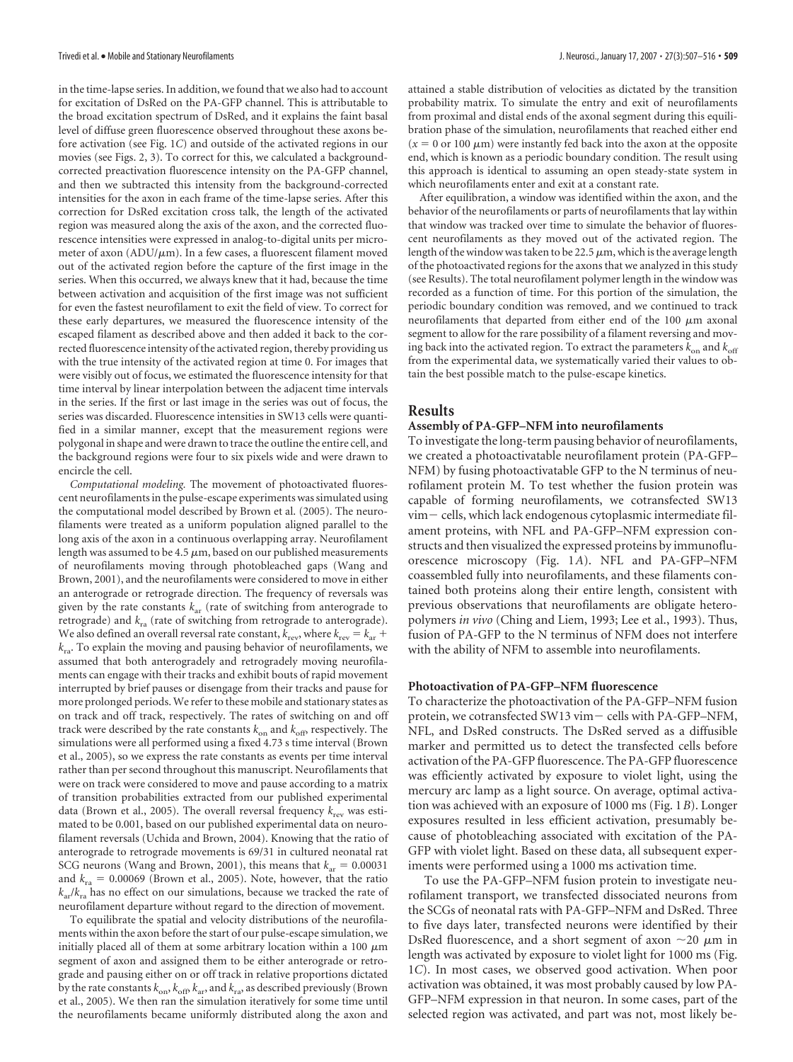in the time-lapse series. In addition, we found that we also had to account for excitation of DsRed on the PA-GFP channel. This is attributable to the broad excitation spectrum of DsRed, and it explains the faint basal level of diffuse green fluorescence observed throughout these axons before activation (see Fig. 1*C*) and outside of the activated regions in our movies (see Figs. 2, 3). To correct for this, we calculated a background-corrected preactivation fluorescence intensity on the PA-GFP channel, and then we subtracted this intensity from the background-corrected intensities for the axon in each frame of the time-lapse series. After this correction for DsRed excitation cross talk, the length of the activated region was measured along the axis of the axon, and the corrected fluorescence intensities were expressed in analog-to-digital units per micrometer of axon (ADU/$\mu$m). In a few cases, a fluorescent filament moved out of the activated region before the capture of the first image in the series. When this occurred, we always knew that it had, because the time between activation and acquisition of the first image was not sufficient for even the fastest neurofilament to exit the field of view. To correct for these early departures, we measured the fluorescence intensity of the escaped filament as described above and then added it back to the corrected fluorescence intensity of the activated region, thereby providing us with the true intensity of the activated region at time 0. For images that were visibly out of focus, we estimated the fluorescence intensity for that time interval by linear interpolation between the adjacent time intervals in the series. If the first or last image in the series was out of focus, the series was discarded. Fluorescence intensities in SW13 cells were quantified in a similar manner, except that the measurement regions were polygonal in shape and were drawn to trace the outline the entire cell, and the background regions were four to six pixels wide and were drawn to encircle the cell.

*Computational modeling.* The movement of photoactivated fluorescent neurofilaments in the pulse-escape experiments was simulated using the computational model described by Brown et al. (2005). The neurofilaments were treated as a uniform population aligned parallel to the long axis of the axon in a continuous overlapping array. Neurofilament length was assumed to be 4.5 $\mu$m, based on our published measurements of neurofilaments moving through photobleached gaps (Wang and Brown, 2001), and the neurofilaments were considered to move in either an anterograde or retrograde direction. The frequency of reversals was given by the rate constants $k_{ar}$ (rate of switching from anterograde to retrograde) and $k_{ra}$ (rate of switching from retrograde to anterograde). We also defined an overall reversal rate constant, $k_{rev}$, where $k_{rev} = k_{ar} + k_{ra}$. To explain the moving and pausing behavior of neurofilaments, we assumed that both anterogradely and retrogradely moving neurofilaments can engage with their tracks and exhibit bouts of rapid movement interrupted by brief pauses or disengage from their tracks and pause for more prolonged periods. We refer to these mobile and stationary states as on track and off track, respectively. The rates of switching on and off track were described by the rate constants $k_{on}$ and $k_{off}$, respectively. The simulations were all performed using a fixed 4.73 s time interval (Brown et al., 2005), so we express the rate constants as events per time interval rather than per second throughout this manuscript. Neurofilaments that were on track were considered to move and pause according to a matrix of transition probabilities extracted from our published experimental data (Brown et al., 2005). The overall reversal frequency $k_{rev}$ was estimated to be 0.001, based on our published experimental data on neurofilament reversals (Uchida and Brown, 2004). Knowing that the ratio of anterograde to retrograde movements is 69/31 in cultured neonatal rat SCG neurons (Wang and Brown, 2001), this means that $k_{ar} = 0.00031$ and $k_{ra} = 0.00069$ (Brown et al., 2005). Note, however, that the ratio $k_{ar}/k_{ra}$ has no effect on our simulations, because we tracked the rate of neurofilament departure without regard to the direction of movement.

To equilibrate the spatial and velocity distributions of the neurofilaments within the axon before the start of our pulse-escape simulation, we initially placed all of them at some arbitrary location within a 100 $\mu$m segment of axon and assigned them to be either anterograde or retrograde and pausing either on or off track in relative proportions dictated by the rate constants $k_{on}$, $k_{off}$, $k_{ar}$, and $k_{ra}$, as described previously (Brown et al., 2005). We then ran the simulation iteratively for some time until the neurofilaments became uniformly distributed along the axon and attained a stable distribution of velocities as dictated by the transition probability matrix. To simulate the entry and exit of neurofilaments from proximal and distal ends of the axonal segment during this equilibration phase of the simulation, neurofilaments that reached either end ($x = 0$ or 100 $\mu$m) were instantly fed back into the axon at the opposite end, which is known as a periodic boundary condition. The result using this approach is identical to assuming an open steady-state system in which neurofilaments enter and exit at a constant rate.

After equilibration, a window was identified within the axon, and the behavior of the neurofilaments or parts of neurofilaments that lay within that window was tracked over time to simulate the behavior of fluorescent neurofilaments as they moved out of the activated region. The length of the window was taken to be 22.5 $\mu$m, which is the average length of the photoactivated regions for the axons that we analyzed in this study (see Results). The total neurofilament polymer length in the window was recorded as a function of time. For this portion of the simulation, the periodic boundary condition was removed, and we continued to track neurofilaments that departed from either end of the 100 $\mu$m axonal segment to allow for the rare possibility of a filament reversing and moving back into the activated region. To extract the parameters $k_{on}$ and $k_{off}$ from the experimental data, we systematically varied their values to obtain the best possible match to the pulse-escape kinetics.

## Results

### Assembly of PA-GFP–NFM into neurofilaments

To investigate the long-term pausing behavior of neurofilaments, we created a photoactivatable neurofilament protein (PA-GFP–NFM) by fusing photoactivatable GFP to the N terminus of neurofilament protein M. To test whether the fusion protein was capable of forming neurofilaments, we cotransfected SW13 vim− cells, which lack endogenous cytoplasmic intermediate filament proteins, with NFL and PA-GFP–NFM expression constructs and then visualized the expressed proteins by immunofluorescence microscopy (Fig. 1*A*). NFL and PA-GFP–NFM coassembled fully into neurofilaments, and these filaments contained both proteins along their entire length, consistent with previous observations that neurofilaments are obligate heteropolymers *in vivo* (Ching and Liem, 1993; Lee et al., 1993). Thus, fusion of PA-GFP to the N terminus of NFM does not interfere with the ability of NFM to assemble into neurofilaments.

### Photoactivation of PA-GFP–NFM fluorescence

To characterize the photoactivation of the PA-GFP–NFM fusion protein, we cotransfected SW13 vim− cells with PA-GFP–NFM, NFL, and DsRed constructs. The DsRed served as a diffusible marker and permitted us to detect the transfected cells before activation of the PA-GFP fluorescence. The PA-GFP fluorescence was efficiently activated by exposure to violet light, using the mercury arc lamp as a light source. On average, optimal activation was achieved with an exposure of 1000 ms (Fig. 1*B*). Longer exposures resulted in less efficient activation, presumably because of photobleaching associated with excitation of the PA-GFP with violet light. Based on these data, all subsequent experiments were performed using a 1000 ms activation time.

To use the PA-GFP–NFM fusion protein to investigate neurofilament transport, we transfected dissociated neurons from the SCGs of neonatal rats with PA-GFP–NFM and DsRed. Three to five days later, transfected neurons were identified by their DsRed fluorescence, and a short segment of axon ~20 $\mu$m in length was activated by exposure to violet light for 1000 ms (Fig. 1*C*). In most cases, we observed good activation. When poor activation was obtained, it was most probably caused by low PA-GFP–NFM expression in that neuron. In some cases, part of the selected region was activated, and part was not, most likely be-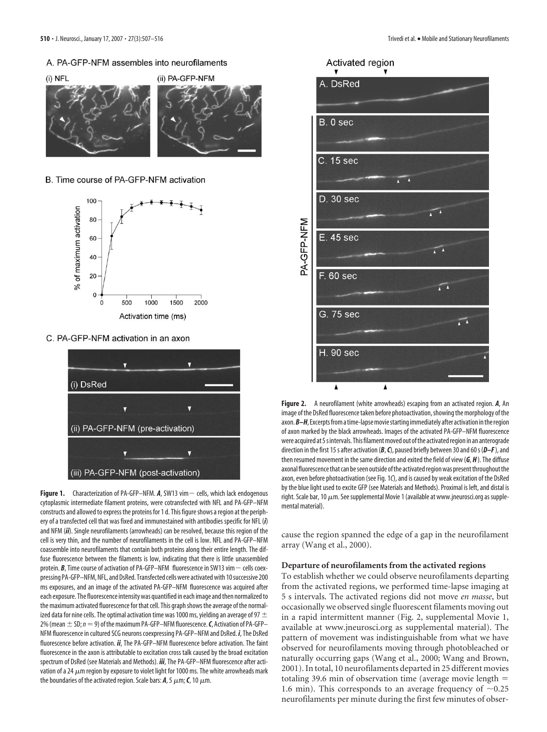A. PA-GFP-NFM assembles into neurofilaments

(i) NFL (ii) PA-GFP-NFM

B. Time course of PA-GFP-NFM activation

C. PA-GFP-NFM activation in an axon

(i) DsRed

(ii) PA-GFP-NFM (pre-activation)

(iii) PA-GFP-NFM (post-activation)

**Figure 1.** Characterization of PA-GFP–NFM. ***A***, SW13 vim− cells, which lack endogenous cytoplasmic intermediate filament proteins, were cotransfected with NFL and PA-GFP–NFM constructs and allowed to express the proteins for 1 d. This figure shows a region at the periphery of a transfected cell that was fixed and immunostained with antibodies specific for NFL (***i***) and NFM (***ii***). Single neurofilaments (arrowheads) can be resolved, because this region of the cell is very thin, and the number of neurofilaments in the cell is low. NFL and PA-GFP–NFM coassemble into neurofilaments that contain both proteins along their entire length. The diffuse fluorescence between the filaments is low, indicating that there is little unassembled protein. ***B***, Time course of activation of PA-GFP–NFM fluorescence in SW13 vim− cells coexpressing PA-GFP–NFM, NFL, and DsRed. Transfected cells were activated with 10 successive 200 ms exposures, and an image of the activated PA-GFP–NFM fluorescence was acquired after each exposure. The fluorescence intensity was quantified in each image and then normalized to the maximum activated fluorescence for that cell. This graph shows the average of the normalized data for nine cells. The optimal activation time was 1000 ms, yielding an average of 97 ± 2% (mean ± SD; $n = 9$) of the maximum PA-GFP–NFM fluorescence. ***C***, Activation of PA-GFP–NFM fluorescence in cultured SCG neurons coexpressing PA-GFP–NFM and DsRed. ***i***, The DsRed fluorescence before activation. ***ii***, The PA-GFP–NFM fluorescence before activation. The faint fluorescence in the axon is attributable to excitation cross talk caused by the broad excitation spectrum of DsRed (see Materials and Methods). ***iii***, The PA-GFP–NFM fluorescence after activation of a 24 μm region by exposure to violet light for 1000 ms. The white arrowheads mark the boundaries of the activated region. Scale bars: ***A***, 5 μm; ***C***, 10 μm.

Activated region

A. DsRed

B. 0 sec

C. 15 sec

D. 30 sec

E. 45 sec

F. 60 sec

G. 75 sec

H. 90 sec

PA-GFP-NFM

**Figure 2.** A neurofilament (white arrowheads) escaping from an activated region. ***A***, An image of the DsRed fluorescence taken before photoactivation, showing the morphology of the axon. ***B–H***, Excerpts from a time-lapse movie starting immediately after activation in the region of axon marked by the black arrowheads. Images of the activated PA-GFP–NFM fluorescence were acquired at 5 s intervals. This filament moved out of the activated region in an anterograde direction in the first 15 s after activation (***B***, ***C***), paused briefly between 30 and 60 s (***D–F***), and then resumed movement in the same direction and exited the field of view (***G***, ***H***). The diffuse axonal fluorescence that can be seen outside of the activated region was present throughout the axon, even before photoactivation (see Fig. 1*C*), and is caused by weak excitation of the DsRed by the blue light used to excite GFP (see Materials and Methods). Proximal is left, and distal is right. Scale bar, 10 μm. See supplemental Movie 1 (available at www.jneurosci.org as supplemental material).

cause the region spanned the edge of a gap in the neurofilament array (Wang et al., 2000).

### Departure of neurofilaments from the activated regions

To establish whether we could observe neurofilaments departing from the activated regions, we performed time-lapse imaging at 5 s intervals. The activated regions did not move *en masse*, but occasionally we observed single fluorescent filaments moving out in a rapid intermittent manner (Fig. 2, supplemental Movie 1, available at www.jneurosci.org as supplemental material). The pattern of movement was indistinguishable from what we have observed for neurofilaments moving through photobleached or naturally occurring gaps (Wang et al., 2000; Wang and Brown, 2001). In total, 10 neurofilaments departed in 25 different movies totaling 39.6 min of observation time (average movie length = 1.6 min). This corresponds to an average frequency of ~0.25 neurofilaments per minute during the first few minutes of obser-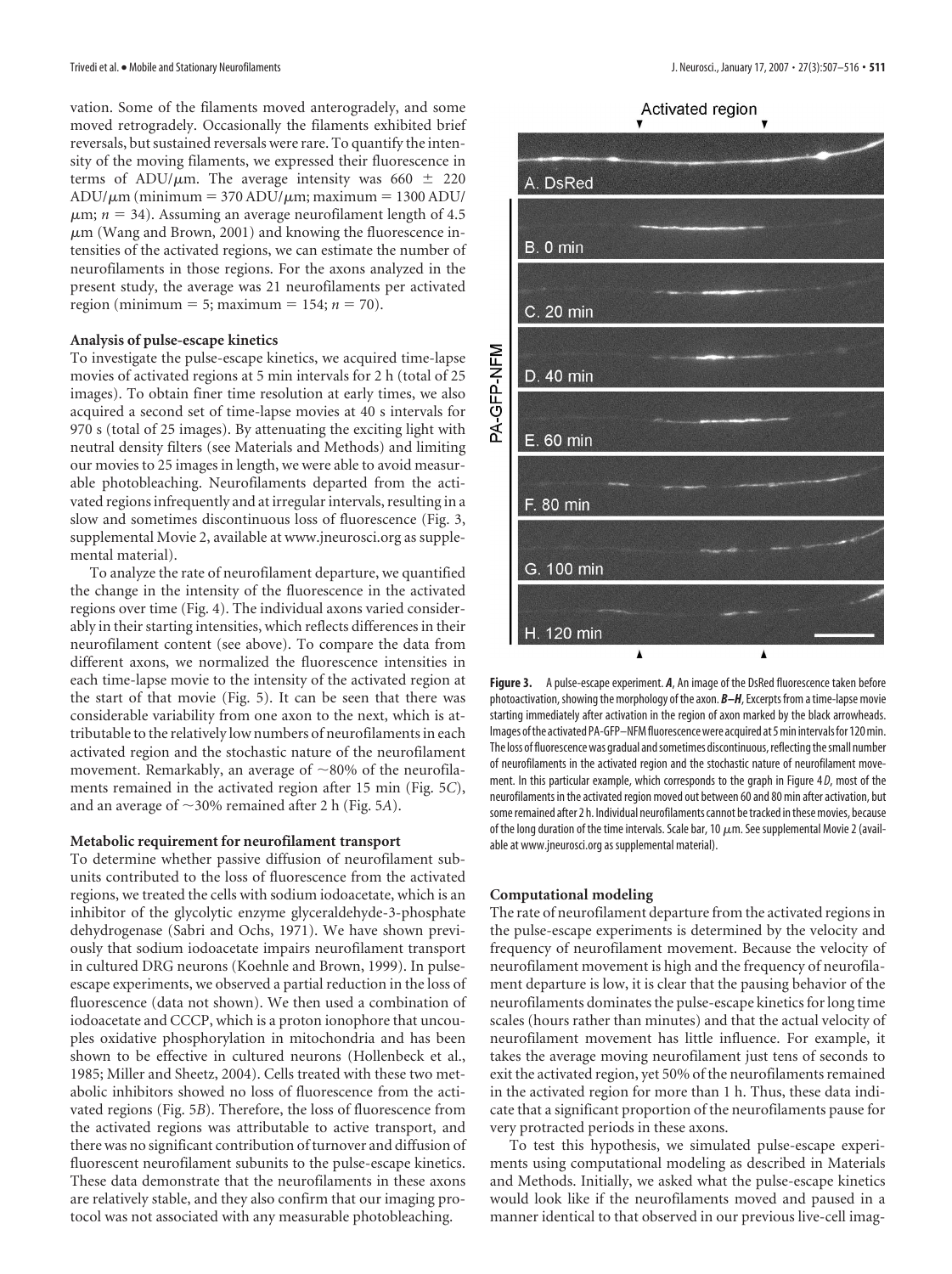vation. Some of the filaments moved anterogradely, and some moved retrogradely. Occasionally the filaments exhibited brief reversals, but sustained reversals were rare. To quantify the intensity of the moving filaments, we expressed their fluorescence in terms of ADU/μm. The average intensity was 660 ± 220 ADU/μm (minimum = 370 ADU/μm; maximum = 1300 ADU/μm; $n$ = 34). Assuming an average neurofilament length of 4.5 μm (Wang and Brown, 2001) and knowing the fluorescence intensities of the activated regions, we can estimate the number of neurofilaments in those regions. For the axons analyzed in the present study, the average was 21 neurofilaments per activated region (minimum = 5; maximum = 154; $n$ = 70).

### Analysis of pulse-escape kinetics

To investigate the pulse-escape kinetics, we acquired time-lapse movies of activated regions at 5 min intervals for 2 h (total of 25 images). To obtain finer time resolution at early times, we also acquired a second set of time-lapse movies at 40 s intervals for 970 s (total of 25 images). By attenuating the exciting light with neutral density filters (see Materials and Methods) and limiting our movies to 25 images in length, we were able to avoid measurable photobleaching. Neurofilaments departed from the activated regions infrequently and at irregular intervals, resulting in a slow and sometimes discontinuous loss of fluorescence (Fig. 3, supplemental Movie 2, available at www.jneurosci.org as supplemental material).

To analyze the rate of neurofilament departure, we quantified the change in the intensity of the fluorescence in the activated regions over time (Fig. 4). The individual axons varied considerably in their starting intensities, which reflects differences in their neurofilament content (see above). To compare the data from different axons, we normalized the fluorescence intensities in each time-lapse movie to the intensity of the activated region at the start of that movie (Fig. 5). It can be seen that there was considerable variability from one axon to the next, which is attributable to the relatively low numbers of neurofilaments in each activated region and the stochastic nature of the neurofilament movement. Remarkably, an average of ~80% of the neurofilaments remained in an activated region after 15 min (Fig. 5*C*), and an average of ~30% remained after 2 h (Fig. 5*A*).

### Metabolic requirement for neurofilament transport

To determine whether passive diffusion of neurofilament subunits contributed to the loss of fluorescence from the activated regions, we treated the cells with sodium iodoacetate, which is an inhibitor of the glycolytic enzyme glyceraldehyde-3-phosphate dehydrogenase (Sabri and Ochs, 1971). We have shown previously that sodium iodoacetate impairs neurofilament transport in cultured DRG neurons (Koehnle and Brown, 1999). In pulse-escape experiments, we observed a partial reduction in the loss of fluorescence (data not shown). We then used a combination of iodoacetate and CCCP, which is a proton ionophore that uncouples oxidative phosphorylation in mitochondria and has been shown to be effective in cultured neurons (Hollenbeck et al., 1985; Miller and Sheetz, 2004). Cells treated with these two metabolic inhibitors showed no loss of fluorescence from the activated regions (Fig. 5*B*). Therefore, the loss of fluorescence from the activated regions was attributable to active transport, and there was no significant contribution of turnover and diffusion of fluorescent neurofilament subunits to the pulse-escape kinetics. These data demonstrate that the neurofilaments in these axons are relatively stable, and they also confirm that our imaging protocol was not associated with any measurable photobleaching.

**Figure 3.** A pulse-escape experiment. ***A***, An image of the DsRed fluorescence taken before photoactivation, showing the morphology of the axon. ***B–H***, Excerpts from a time-lapse movie starting immediately after activation in the region of axon marked by the black arrowheads. Images of the activated PA-GFP–NFM fluorescence were acquired at 5 min intervals for 120 min. The loss of fluorescence was gradual and sometimes discontinuous, reflecting the small number of neurofilaments in the activated region and the stochastic nature of neurofilament movement. In this particular example, which corresponds to the graph in Figure 4*D*, most of the neurofilaments in the activated region moved out between 60 and 80 min after activation, but some remained after 2 h. Individual neurofilaments cannot be tracked in these movies, because of the long duration of the time intervals. Scale bar, 10 μm. See supplemental Movie 2 (available at www.jneurosci.org as supplemental material).

### Computational modeling

The rate of neurofilament departure from the activated regions in the pulse-escape experiments is determined by the velocity and frequency of neurofilament movement. Because the velocity of neurofilament movement is high and the frequency of neurofilament departure is low, it is clear that the pausing behavior of the neurofilaments dominates the pulse-escape kinetics for long time scales (hours rather than minutes) and that the actual velocity of neurofilament movement has little influence. For example, it takes the average moving neurofilament just tens of seconds to exit the activated region, yet 50% of the neurofilaments remained in the activated region for more than 1 h. Thus, these data indicate that a significant proportion of the neurofilaments pause for very protracted periods in these axons.

To test this hypothesis, we simulated pulse-escape experiments using computational modeling as described in Materials and Methods. Initially, we asked what the pulse-escape kinetics would look like if the neurofilaments moved and paused in a manner identical to that observed in our previous live-cell imag-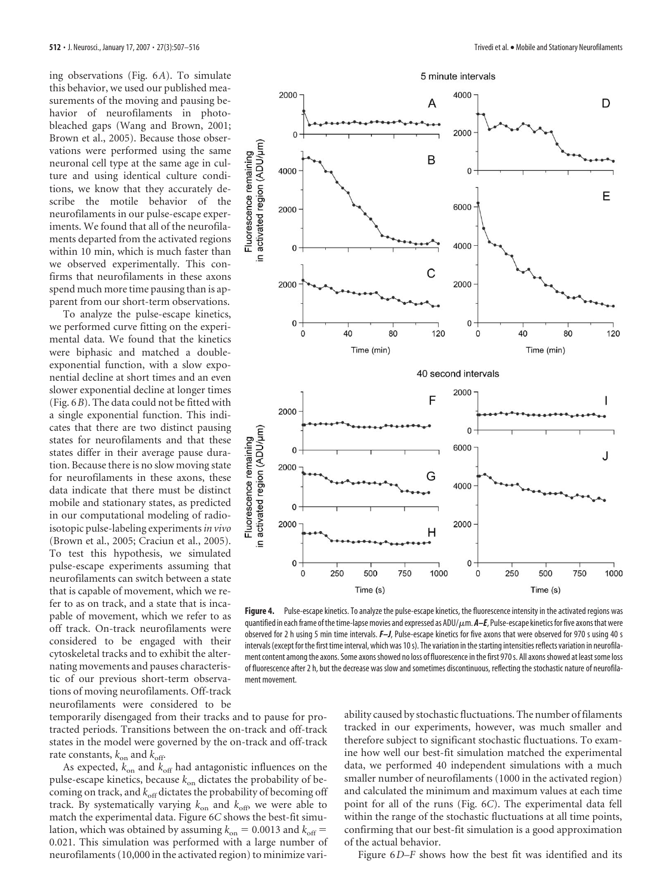ing observations (Fig. 6*A*). To simulate this behavior, we used our published measurements of the moving and pausing behavior of neurofilaments in photobleached gaps (Wang and Brown, 2001; Brown et al., 2005). Because those observations were performed using the same neuronal cell type at the same age in culture and using identical culture conditions, we know that they accurately describe the motile behavior of the neurofilaments in our pulse-escape experiments. We found that all of the neurofilaments departed from the activated regions within 10 min, which is much faster than we observed experimentally. This confirms that neurofilaments in these axons spend much more time pausing than is apparent from our short-term observations.

To analyze the pulse-escape kinetics, we performed curve fitting on the experimental data. We found that the kinetics were biphasic and matched a double-exponential function, with a slow exponential decline at short times and an even slower exponential decline at longer times (Fig. 6*B*). The data could not be fitted with a single exponential function. This indicates that there are two distinct pausing states for neurofilaments and that these states differ in their average pause duration. Because there is no slow moving state for neurofilaments in these axons, these data indicate that there must be distinct mobile and stationary states, as predicted in our computational modeling of radioisotopic pulse-labeling experiments *in vivo* (Brown et al., 2005; Craciun et al., 2005). To test this hypothesis, we simulated pulse-escape experiments assuming that neurofilaments can switch between a state that is capable of movement, which we refer to as on track, and a state that is incapable of movement, which we refer to as off track. On-track neurofilaments were considered to be engaged with their cytoskeletal tracks and to exhibit the alternating movements and pauses characteristic of our previous short-term observations of moving neurofilaments. Off-track neurofilaments were considered to be temporarily disengaged from their tracks and to pause for protracted periods. Transitions between the on-track and off-track states in the model were governed by the on-track and off-track rate constants, $k_{on}$ and $k_{off}$.

As expected, $k_{on}$ and $k_{off}$ had antagonistic influences on the pulse-escape kinetics, because $k_{on}$ dictates the probability of becoming on track, and $k_{off}$ dictates the probability of becoming off track. By systematically varying $k_{on}$ and $k_{off}$, we were able to match the experimental data. Figure 6*C* shows the best-fit simulation, which was obtained by assuming $k_{on} = 0.0013$ and $k_{off} = 0.021$. This simulation was performed with a large number of neurofilaments (10,000 in the activated region) to minimize variability caused by stochastic fluctuations. The number of filaments tracked in our experiments, however, was much smaller and therefore subject to significant stochastic fluctuations. To examine how well our best-fit simulation matched the experimental data, we performed 40 independent simulations with a much smaller number of neurofilaments (1000 in the activated region) and calculated the minimum and maximum values at each time point for all of the runs (Fig. 6*C*). The experimental data fell within the range of the stochastic fluctuations at all time points, confirming that our best-fit simulation is a good approximation of the actual behavior.

Figure 6*D–F* shows how the best fit was identified and its

**Figure 4.** Pulse-escape kinetics. To analyze the pulse-escape kinetics, the fluorescence intensity in the activated regions was quantified in each frame of the time-lapse movies and expressed as ADU/μm. ***A–E***, Pulse-escape kinetics for five axons that were observed for 2 h using 5 min time intervals. ***F–J***, Pulse-escape kinetics for five axons that were observed for 970 s using 40 s intervals (except for the first time interval, which was 10 s). The variation in the starting intensities reflects variation in neurofilament content among the axons. Some axons showed no loss of fluorescence in the first 970 s. All axons showed at least some loss of fluorescence after 2 h, but the decrease was slow and sometimes discontinuous, reflecting the stochastic nature of neurofilament movement.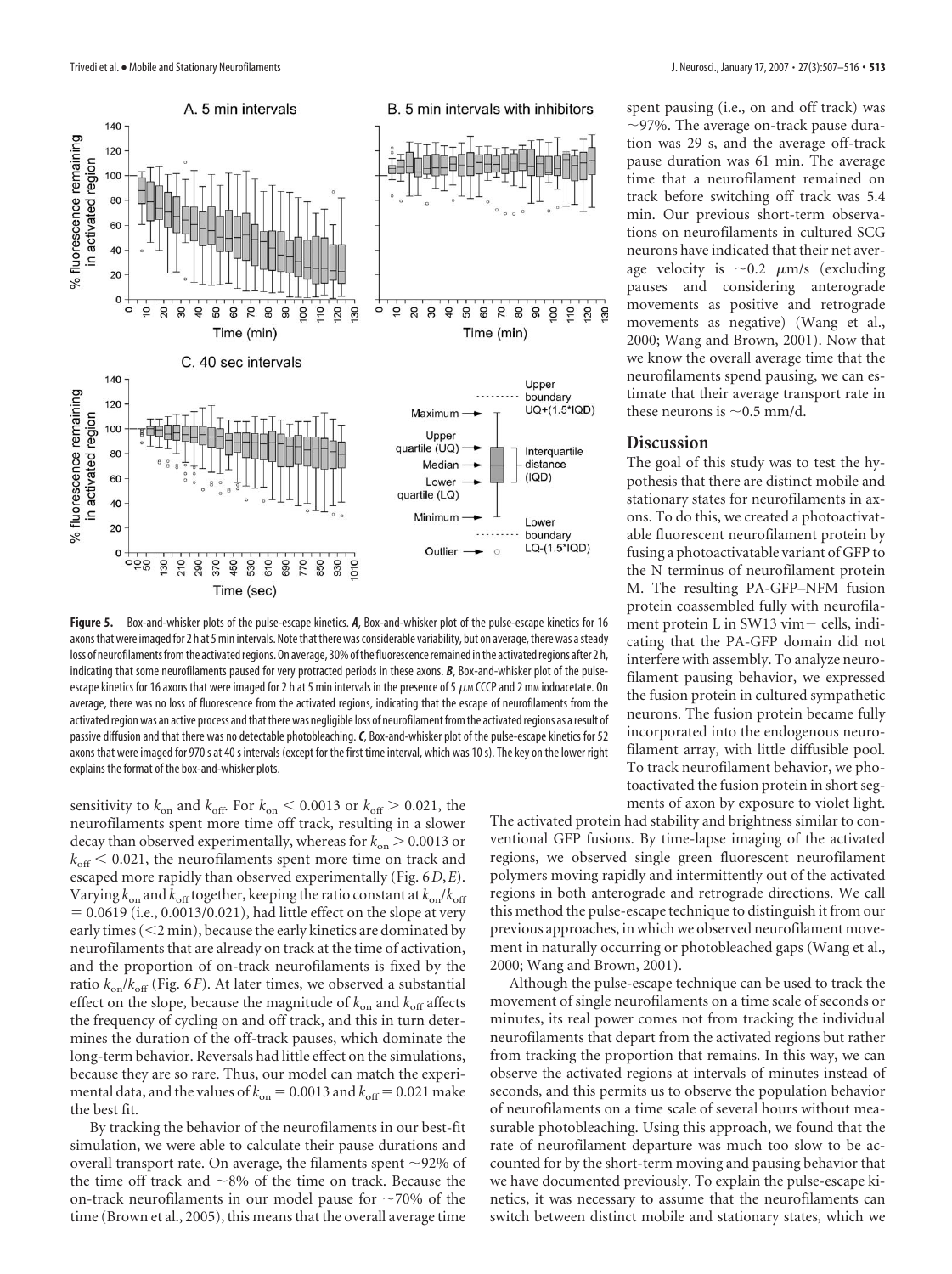**Figure 5.** Box-and-whisker plots of the pulse-escape kinetics. ***A***, Box-and-whisker plot of the pulse-escape kinetics for 16 axons that were imaged for 2 h at 5 min intervals. Note that there was considerable variability, but on average, there was a steady loss of neurofilaments from the activated regions. On average, 30% of the fluorescence remained in the activated regions after 2 h, indicating that some neurofilaments paused for very protracted periods in these axons. ***B***, Box-and-whisker plot of the pulse-escape kinetics for 16 axons that were imaged for 2 h at 5 min intervals in the presence of 5 μM CCCP and 2 mM iodoacetate. On average, there was no loss of fluorescence from the activated regions, indicating that the escape of neurofilaments from the activated region was an active process and that there was negligible loss of neurofilament from the activated regions as a result of passive diffusion and that there was no detectable photobleaching. ***C***, Box-and-whisker plot of the pulse-escape kinetics for 52 axons that were imaged for 970 s at 40 s intervals (except for the first time interval, which was 10 s). The key on the lower right explains the format of the box-and-whisker plots.

sensitivity to $k_{on}$ and $k_{off}$. For $k_{on} < 0.0013$ or $k_{off} > 0.021$, the neurofilaments spent more time off track, resulting in a slower decay than observed experimentally, whereas for $k_{on} > 0.0013$ or $k_{off} < 0.021$, the neurofilaments spent more time on track and escaped more rapidly than observed experimentally (Fig. 6*D*,*E*). Varying $k_{on}$ and $k_{off}$ together, keeping the ratio constant at $k_{on}/k_{off} = 0.0619$ (i.e., 0.0013/0.021), had little effect on the slope at very early times (<2 min), because the early kinetics are dominated by neurofilaments that are already on track at the time of activation, and the proportion of on-track neurofilaments is fixed by the ratio $k_{on}/k_{off}$ (Fig. 6*F*). At later times, we observed a substantial effect on the slope, because the magnitude of $k_{on}$ and $k_{off}$ affects the frequency of cycling on and off track, and this in turn determines the duration of the off-track pauses, which dominate the long-term behavior. Reversals had little effect on the simulations, because they are so rare. Thus, our model can match the experimental data, and the values of $k_{on} = 0.0013$ and $k_{off} = 0.021$ make the best fit.

By tracking the behavior of the neurofilaments in our best-fit simulation, we were able to calculate their pause durations and overall transport rate. On average, the filaments spent ~92% of the time off track and ~8% of the time on track. Because the on-track neurofilaments in our model pause for ~70% of the time (Brown et al., 2005), this means that the overall average time spent pausing (i.e., on and off track) was ~97%. The average on-track pause duration was 29 s, and the average off-track pause duration was 61 min. The average time that a neurofilament remained on track before switching off track was 5.4 min. Our previous short-term observations on neurofilaments in cultured SCG neurons have indicated that their net average velocity is ~0.2 μm/s (excluding pauses and considering anterograde movements as positive and retrograde movements as negative) (Wang et al., 2000; Wang and Brown, 2001). Now that we know the overall average time that the neurofilaments spend pausing, we can estimate that their average transport rate in these neurons is ~0.5 mm/d.

## Discussion

The goal of this study was to test the hypothesis that there are distinct mobile and stationary states for neurofilaments in axons. To do this, we created a photoactivatable fluorescent neurofilament protein by fusing a photoactivatable variant of GFP to the N terminus of neurofilament protein M. The resulting PA-GFP–NFM fusion protein coassembled fully with neurofilament protein L in SW13 vim− cells, indicating that the PA-GFP domain did not interfere with assembly. To analyze neurofilament pausing behavior, we expressed the fusion protein in cultured sympathetic neurons. The fusion protein became fully incorporated into the endogenous neurofilament array, with little diffusible pool. To track neurofilament behavior, we photoactivated the fusion protein in short segments of axon by exposure to violet light. The activated protein had stability and brightness similar to conventional GFP fusions. By time-lapse imaging of the activated regions, we observed single green fluorescent neurofilament polymers moving rapidly and intermittently out of the activated regions in both anterograde and retrograde directions. We call this method the pulse-escape technique to distinguish it from our previous approaches, in which we observed neurofilament movement in naturally occurring or photobleached gaps (Wang et al., 2000; Wang and Brown, 2001).

Although the pulse-escape technique can be used to track the movement of single neurofilaments on a time scale of seconds or minutes, its real power comes not from tracking the individual neurofilaments that depart from the activated regions but rather from tracking the proportion that remains. In this way, we can observe the activated regions at intervals of minutes instead of seconds, and this permits us to observe the population behavior of neurofilaments on a time scale of several hours without measurable photobleaching. Using this approach, we found that the rate of neurofilament departure was much too slow to be accounted for by the short-term moving and pausing behavior that we have documented previously. To explain the pulse-escape kinetics, it was necessary to assume that the neurofilaments can switch between distinct mobile and stationary states, which we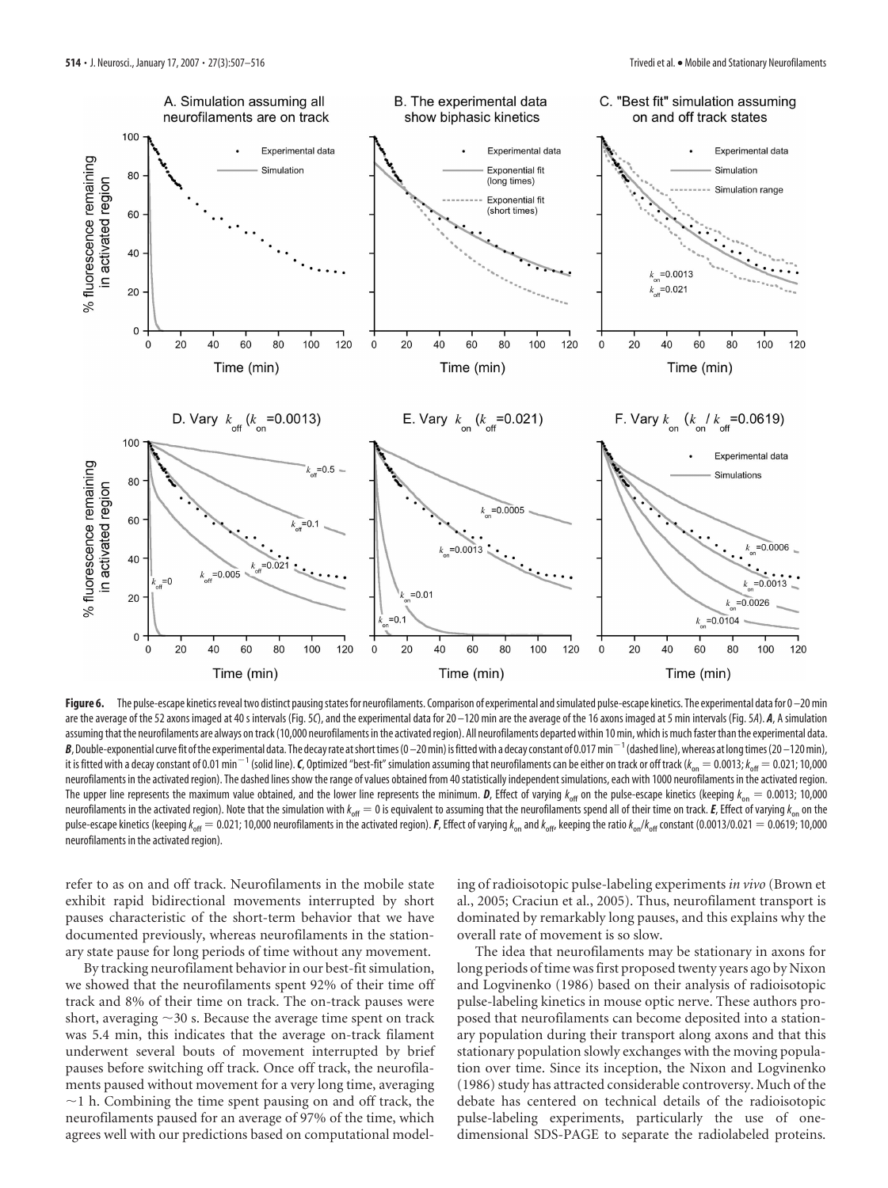**Figure 6.** The pulse-escape kinetics reveal two distinct pausing states for neurofilaments. Comparison of experimental and simulated pulse-escape kinetics. The experimental data for 0–20 min are the average of the 52 axons imaged at 40 s intervals (Fig. 5*C*), and the experimental data for 20–120 min are the average of the 16 axons imaged at 5 min intervals (Fig. 5*A*). ***A***, A simulation assuming that the neurofilaments are always on track (10,000 neurofilaments in the activated region). All neurofilaments departed within 10 min, which is much faster than the experimental data. ***B***, Double-exponential curve fit of the experimental data. The decay rate at short times (0–20 min) is fitted with a decay constant of 0.017 $min^{-1}$ (dashed line), whereas at long times (20–120 min), it is fitted with a decay constant of 0.01 $min^{-1}$ (solid line). ***C***, Optimized "best-fit" simulation assuming that neurofilaments can be either on track or off track ($k_{on} = 0.0013$; $k_{off} = 0.021$; 10,000 neurofilaments in the activated region). The dashed lines show the range of values obtained from 40 statistically independent simulations, each with 1000 neurofilaments in the activated region. The upper line represents the maximum value obtained, and the lower line represents the minimum. ***D***, Effect of varying $k_{off}$ on the pulse-escape kinetics (keeping $k_{on} = 0.0013$; 10,000 neurofilaments in the activated region). Note that the simulation with $k_{off} = 0$ is equivalent to assuming that the neurofilaments spend all of their time on track. ***E***, Effect of varying $k_{on}$ on the pulse-escape kinetics (keeping $k_{off} = 0.021$; 10,000 neurofilaments in the activated region). ***F***, Effect of varying $k_{on}$ and $k_{off}$, keeping the ratio $k_{on}/k_{off}$ constant (0.0013/0.021 = 0.0619; 10,000 neurofilaments in the activated region).

refer to as on and off track. Neurofilaments in the mobile state exhibit rapid bidirectional movements interrupted by short pauses characteristic of the short-term behavior that we have documented previously, whereas neurofilaments in the stationary state pause for long periods of time without any movement.

By tracking neurofilament behavior in our best-fit simulation, we showed that the neurofilaments spent 92% of their time off track and 8% of their time on track. The on-track pauses were short, averaging ~30 s. Because the average time spent on track was 5.4 min, this indicates that the average on-track filament underwent several bouts of movement interrupted by brief pauses before switching off track. Once off track, the neurofilaments paused without movement for a very long time, averaging ~1 h. Combining the time spent pausing on and off track, the neurofilaments paused for an average of 97% of the time, which agrees well with our predictions based on computational modeling of radioisotopic pulse-labeling experiments *in vivo* (Brown et al., 2005; Craciun et al., 2005). Thus, neurofilament transport is dominated by remarkably long pauses, and this explains why the overall rate of movement is so slow.

The idea that neurofilaments may be stationary in axons for long periods of time was first proposed twenty years ago by Nixon and Logvinenko (1986) based on their analysis of radioisotopic pulse-labeling kinetics in mouse optic nerve. These authors proposed that neurofilaments can become deposited into a stationary population during their transport along axons and that this stationary population slowly exchanges with the moving population over time. Since its inception, the Nixon and Logvinenko (1986) study has attracted considerable controversy. Much of the debate has centered on technical details of the radioisotopic pulse-labeling experiments, particularly the use of one-dimensional SDS-PAGE to separate the radiolabeled proteins.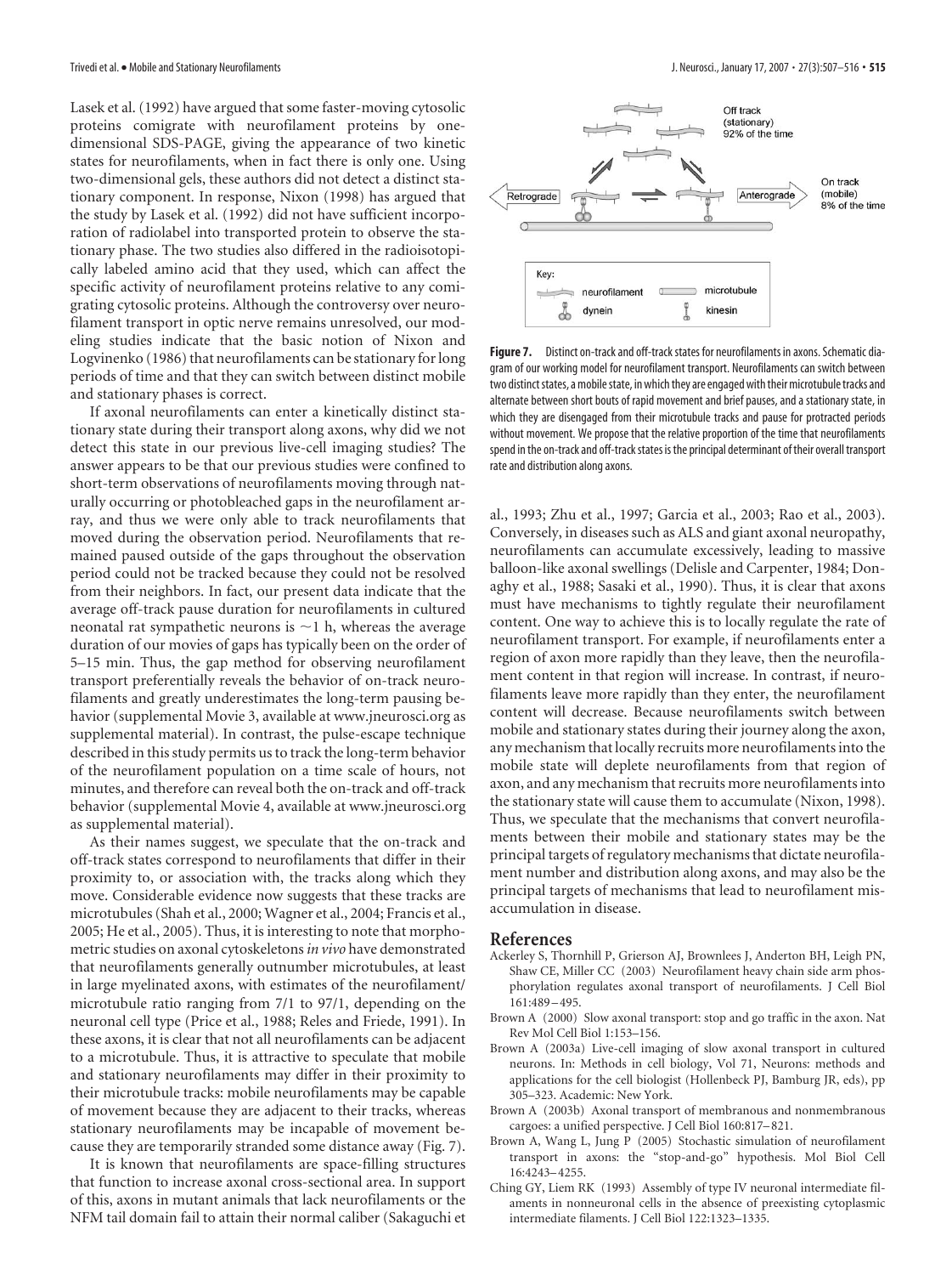Lasek et al. (1992) have argued that some faster-moving cytosolic proteins comigrate with neurofilament proteins by one-dimensional SDS-PAGE, giving the appearance of two kinetic states for neurofilaments, when in fact there is only one. Using two-dimensional gels, these authors did not detect a distinct stationary component. In response, Nixon (1998) has argued that the study by Lasek et al. (1992) did not have sufficient incorporation of radiolabel into transported protein to observe the stationary phase. The two studies also differed in the radioisotopically labeled amino acid that they used, which can affect the specific activity of neurofilament proteins relative to any comigrating cytosolic proteins. Although the controversy over neurofilament transport in optic nerve remains unresolved, our modeling studies indicate that the basic notion of Nixon and Logvinenko (1986) that neurofilaments can be stationary for long periods of time and that they can switch between distinct mobile and stationary phases is correct.

If axonal neurofilaments can enter a kinetically distinct stationary state during their transport along axons, why did we not detect this state in our previous live-cell imaging studies? The answer appears to be that our previous studies were confined to short-term observations of neurofilaments moving through naturally occurring or photobleached gaps in the neurofilament array, and thus we were only able to track neurofilaments that moved during the observation period. Neurofilaments that remained paused outside of the gaps throughout the observation period could not be tracked because they could not be resolved from their neighbors. In fact, our present data indicate that the average off-track pause duration for neurofilaments in cultured neonatal rat sympathetic neurons is ~1 h, whereas the average duration of our movies of gaps has typically been on the order of 5–15 min. Thus, the gap method for observing neurofilament transport preferentially reveals the behavior of on-track neurofilaments and greatly underestimates the long-term pausing behavior (supplemental Movie 3, available at www.jneurosci.org as supplemental material). In contrast, the pulse-escape technique described in this study permits us to track the long-term behavior of the neurofilament population on a time scale of hours, not minutes, and therefore can reveal both the on-track and off-track behavior (supplemental Movie 4, available at www.jneurosci.org as supplemental material).

As their names suggest, we speculate that the on-track and off-track states correspond to neurofilaments that differ in their proximity to, or association with, the tracks along which they move. Considerable evidence now suggests that these tracks are microtubules (Shah et al., 2000; Wagner et al., 2004; Francis et al., 2005; He et al., 2005). Thus, it is interesting to note that morphometric studies on axonal cytoskeletons *in vivo* have demonstrated that neurofilaments generally outnumber microtubules, at least in large myelinated axons, with estimates of the neurofilament/microtubule ratio ranging from 7/1 to 97/1, depending on the neuronal cell type (Price et al., 1988; Reles and Friede, 1991). In these axons, it is clear that not all neurofilaments can be adjacent to a microtubule. Thus, it is attractive to speculate that mobile and stationary neurofilaments may differ in their proximity to their microtubule tracks: mobile neurofilaments may be capable of movement because they are adjacent to their tracks, whereas stationary neurofilaments may be incapable of movement because they are temporarily stranded some distance away (Fig. 7).

It is known that neurofilaments are space-filling structures that function to increase axonal cross-sectional area. In support of this, axons in mutant animals that lack neurofilaments or the NFM tail domain fail to attain their normal caliber (Sakaguchi et al., 1993; Zhu et al., 1997; Garcia et al., 2003; Rao et al., 2003). Conversely, in diseases such as ALS and giant axonal neuropathy, neurofilaments can accumulate excessively, leading to massive balloon-like axonal swellings (Delisle and Carpenter, 1984; Donaghy et al., 1988; Sasaki et al., 1990). Thus, it is clear that axons must have mechanisms to tightly regulate their neurofilament content. One way to achieve this is to locally regulate the rate of neurofilament transport. For example, if neurofilaments enter a region of axon more rapidly than they leave, then the neurofilament content in that region will increase. In contrast, if neurofilaments leave more rapidly than they enter, the neurofilament content will decrease. Because neurofilaments switch between mobile and stationary states during their journey along the axon, any mechanism that locally recruits more neurofilaments into the mobile state will deplete neurofilaments from that region of axon, and any mechanism that recruits more neurofilaments into the stationary state will cause them to accumulate (Nixon, 1998). Thus, we speculate that the mechanisms that convert neurofilaments between their mobile and stationary states may be the principal targets of regulatory mechanisms that dictate neurofilament number and distribution along axons, and may also be the principal targets of mechanisms that lead to neurofilament misaccumulation in disease.

Off track
(stationary)
92% of the time

Retrograde
Anterograde

On track
(mobile)
8% of the time

Key:
neurofilament
microtubule
dynein
kinesin

**Figure 7.** Distinct on-track and off-track states for neurofilaments in axons. Schematic diagram of our working model for neurofilament transport. Neurofilaments can switch between two distinct states, a mobile state, in which they are engaged with their microtubule tracks and alternate between short bouts of rapid movement and brief pauses, and a stationary state, in which they are disengaged from their microtubule tracks and pause for protracted periods without movement. We propose that the relative proportion of the time that neurofilaments spend in the on-track and off-track states is the principal determinant of their overall transport rate and distribution along axons.

## References

Ackerley S, Thornhill P, Grierson AJ, Brownlees J, Anderton BH, Leigh PN, Shaw CE, Miller CC (2003) Neurofilament heavy chain side arm phosphorylation regulates axonal transport of neurofilaments. J Cell Biol 161:489–495.

Brown A (2000) Slow axonal transport: stop and go traffic in the axon. Nat Rev Mol Cell Biol 1:153–156.

Brown A (2003a) Live-cell imaging of slow axonal transport in cultured neurons. In: Methods in cell biology, Vol 71, Neurons: methods and applications for the cell biologist (Hollenbeck PJ, Bamburg JR, eds), pp 305–323. Academic: New York.

Brown A (2003b) Axonal transport of membranous and nonmembranous cargoes: a unified perspective. J Cell Biol 160:817–821.

Brown A, Wang L, Jung P (2005) Stochastic simulation of neurofilament transport in axons: the "stop-and-go" hypothesis. Mol Biol Cell 16:4243–4255.

Ching GY, Liem RK (1993) Assembly of type IV neuronal intermediate filaments in nonneuronal cells in the absence of preexisting cytoplasmic intermediate filaments. J Cell Biol 122:1323–1335.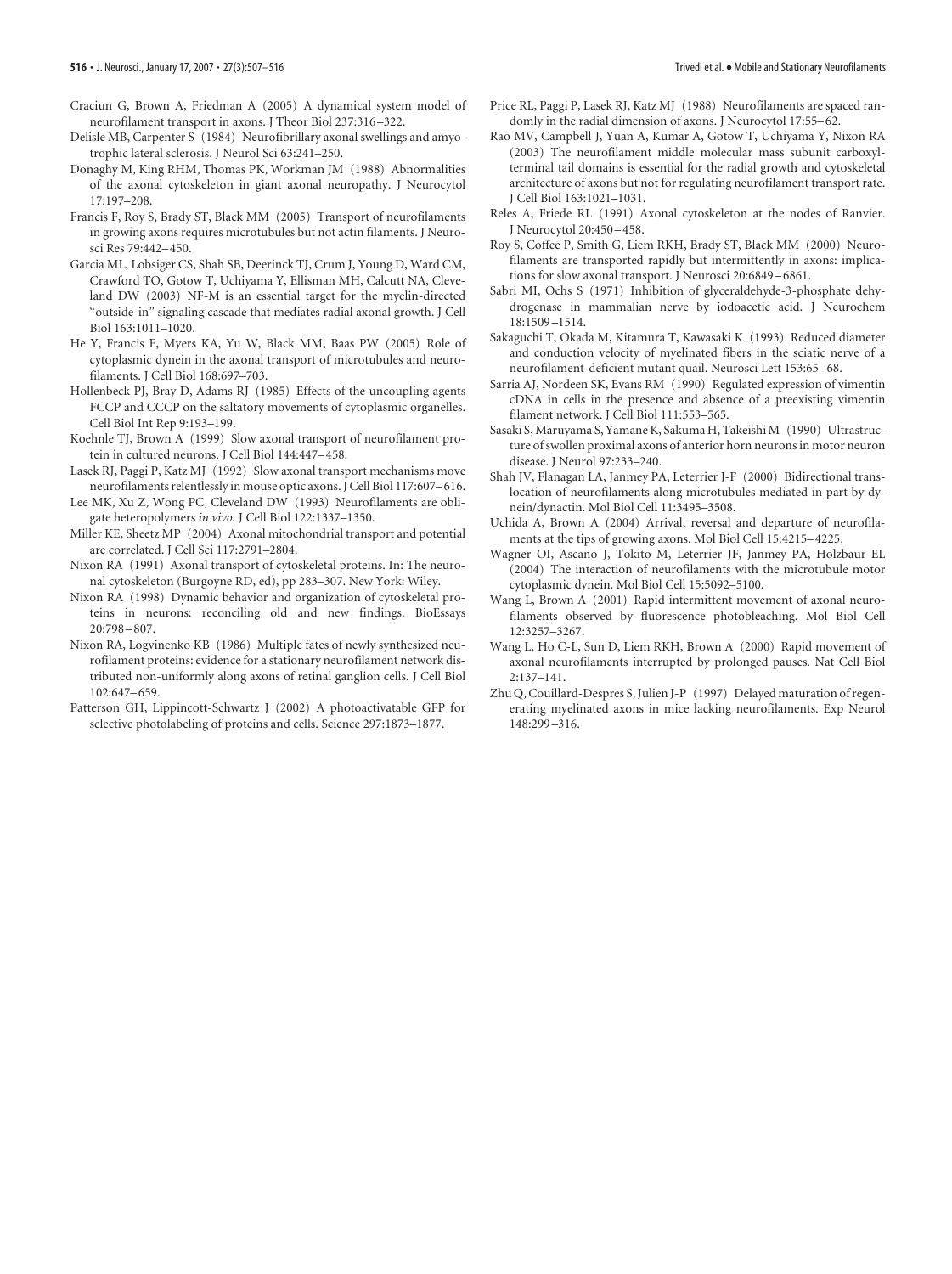Craciun G, Brown A, Friedman A (2005) A dynamical system model of neurofilament transport in axons. J Theor Biol 237:316–322.

Delisle MB, Carpenter S (1984) Neurofibrillary axonal swellings and amyotrophic lateral sclerosis. J Neurol Sci 63:241–250.

Donaghy M, King RHM, Thomas PK, Workman JM (1988) Abnormalities of the axonal cytoskeleton in giant axonal neuropathy. J Neurocytol 17:197–208.

Francis F, Roy S, Brady ST, Black MM (2005) Transport of neurofilaments in growing axons requires microtubules but not actin filaments. J Neurosci Res 79:442–450.

Garcia ML, Lobsiger CS, Shah SB, Deerinck TJ, Crum J, Young D, Ward CM, Crawford TO, Gotow T, Uchiyama Y, Ellisman MH, Calcutt NA, Cleveland DW (2003) NF-M is an essential target for the myelin-directed "outside-in" signaling cascade that mediates radial axonal growth. J Cell Biol 163:1011–1020.

He Y, Francis F, Myers KA, Yu W, Black MM, Baas PW (2005) Role of cytoplasmic dynein in the axonal transport of microtubules and neurofilaments. J Cell Biol 168:697–703.

Hollenbeck PJ, Bray D, Adams RJ (1985) Effects of the uncoupling agents FCCP and CCCP on the saltatory movements of cytoplasmic organelles. Cell Biol Int Rep 9:193–199.

Koehnle TJ, Brown A (1999) Slow axonal transport of neurofilament protein in cultured neurons. J Cell Biol 144:447–458.

Lasek RJ, Paggi P, Katz MJ (1992) Slow axonal transport mechanisms move neurofilaments relentlessly in mouse optic axons. J Cell Biol 117:607–616.

Lee MK, Xu Z, Wong PC, Cleveland DW (1993) Neurofilaments are obligate heteropolymers *in vivo.* J Cell Biol 122:1337–1350.

Miller KE, Sheetz MP (2004) Axonal mitochondrial transport and potential are correlated. J Cell Sci 117:2791–2804.

Nixon RA (1991) Axonal transport of cytoskeletal proteins. In: The neuronal cytoskeleton (Burgoyne RD, ed), pp 283–307. New York: Wiley.

Nixon RA (1998) Dynamic behavior and organization of cytoskeletal proteins in neurons: reconciling old and new findings. BioEssays 20:798–807.

Nixon RA, Logvinenko KB (1986) Multiple fates of newly synthesized neurofilament proteins: evidence for a stationary neurofilament network distributed non-uniformly along axons of retinal ganglion cells. J Cell Biol 102:647–659.

Patterson GH, Lippincott-Schwartz J (2002) A photoactivatable GFP for selective photolabeling of proteins and cells. Science 297:1873–1877.

Price RL, Paggi P, Lasek RJ, Katz MJ (1988) Neurofilaments are spaced randomly in the radial dimension of axons. J Neurocytol 17:55–62.

Rao MV, Campbell J, Yuan A, Kumar A, Gotow T, Uchiyama Y, Nixon RA (2003) The neurofilament middle molecular mass subunit carboxyl-terminal tail domains is essential for the radial growth and cytoskeletal architecture of axons but not for regulating neurofilament transport rate. J Cell Biol 163:1021–1031.

Reles A, Friede RL (1991) Axonal cytoskeleton at the nodes of Ranvier. J Neurocytol 20:450–458.

Roy S, Coffee P, Smith G, Liem RKH, Brady ST, Black MM (2000) Neurofilaments are transported rapidly but intermittently in axons: implications for slow axonal transport. J Neurosci 20:6849–6861.

Sabri MI, Ochs S (1971) Inhibition of glyceraldehyde-3-phosphate dehydrogenase in mammalian nerve by iodoacetic acid. J Neurochem 18:1509–1514.

Sakaguchi T, Okada M, Kitamura T, Kawasaki K (1993) Reduced diameter and conduction velocity of myelinated fibers in the sciatic nerve of a neurofilament-deficient mutant quail. Neurosci Lett 153:65–68.

Sarria AJ, Nordeen SK, Evans RM (1990) Regulated expression of vimentin cDNA in cells in the presence and absence of a preexisting vimentin filament network. J Cell Biol 111:553–565.

Sasaki S, Maruyama S, Yamane K, Sakuma H, Takeishi M (1990) Ultrastructure of swollen proximal axons of anterior horn neurons in motor neuron disease. J Neurol 97:233–240.

Shah JV, Flanagan LA, Janmey PA, Leterrier J-F (2000) Bidirectional translocation of neurofilaments along microtubules mediated in part by dynein/dynactin. Mol Biol Cell 11:3495–3508.

Uchida A, Brown A (2004) Arrival, reversal and departure of neurofilaments at the tips of growing axons. Mol Biol Cell 15:4215–4225.

Wagner OI, Ascano J, Tokito M, Leterrier JF, Janmey PA, Holzbaur EL (2004) The interaction of neurofilaments with the microtubule motor cytoplasmic dynein. Mol Biol Cell 15:5092–5100.

Wang L, Brown A (2001) Rapid intermittent movement of axonal neurofilaments observed by fluorescence photobleaching. Mol Biol Cell 12:3257–3267.

Wang L, Ho C-L, Sun D, Liem RKH, Brown A (2000) Rapid movement of axonal neurofilaments interrupted by prolonged pauses. Nat Cell Biol 2:137–141.

Zhu Q, Couillard-Despres S, Julien J-P (1997) Delayed maturation of regenerating myelinated axons in mice lacking neurofilaments. Exp Neurol 148:299–316.